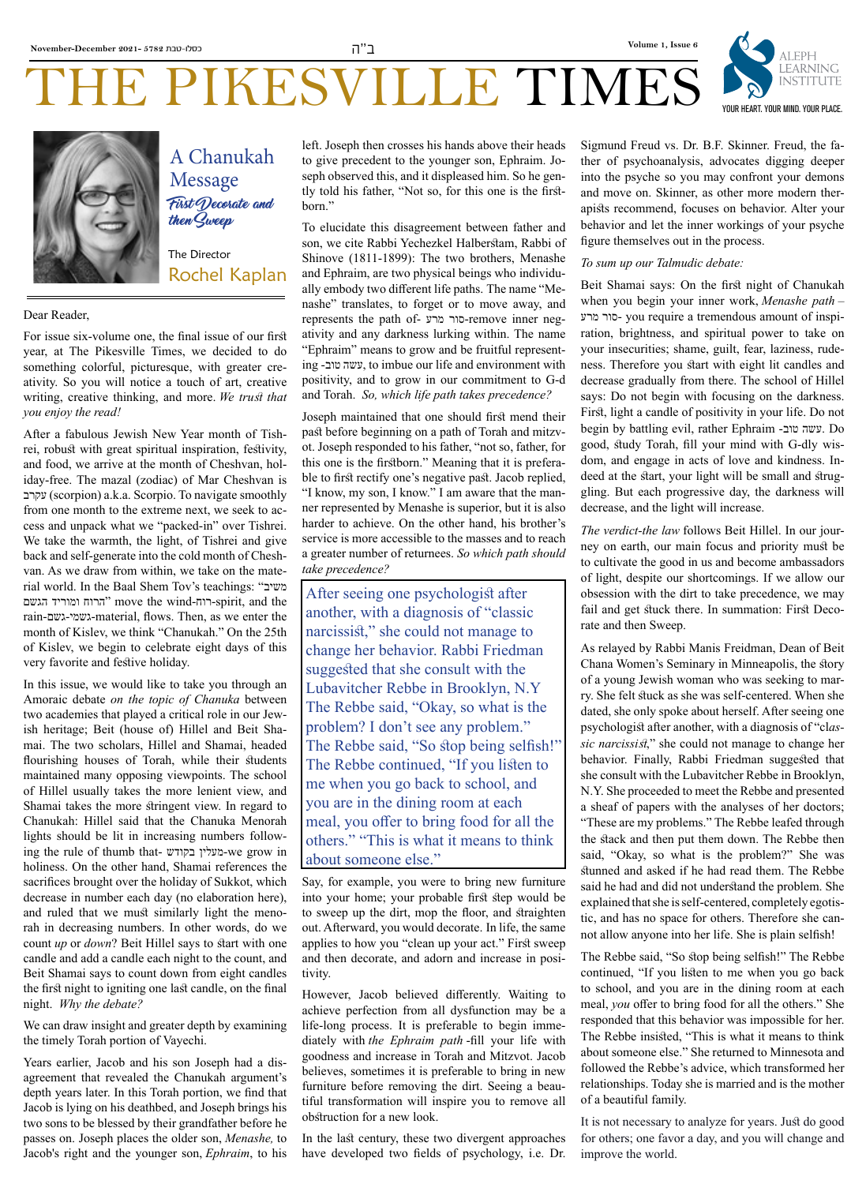November-December 2021- 5782 כסלו-טבת

ב"ה

Volume 1, Issue 6

# THE PIKESVILLE TIMES

ALEPH LEARNING INSTITUTE

YOUR HEART. YOUR MIND. YOUR PLACE.

## A Chanukah Message

### *First Decorate and then Sweep*

The Director

Rochel Kaplan

Dear Reader,

For issue six-volume one, the final issue of our first year, at The Pikesville Times, we decided to do something colorful, picturesque, with greater creativity. So you will notice a touch of art, creative writing, creative thinking, and more. *We trust that you enjoy the read!*

After a fabulous Jewish New Year month of Tishrei, robust with great spiritual inspiration, festivity, and food, we arrive at the month of Cheshvan, holiday-free. The mazal (zodiac) of Mar Cheshvan is עקרב (scorpion) a.k.a. Scorpio. To navigate smoothly from one month to the extreme next, we seek to access and unpack what we "packed-in" over Tishrei. We take the warmth, the light, of Tishrei and give back and self-generate into the cold month of Cheshvan. As we draw from within, we take on the material world. In the Baal Shem Tov's teachings: "משיב הרוח ומוריד הגשם" move the wind-רוח-spirit, and the rain-גשם-גשמי-material, flows. Then, as we enter the month of Kislev, we think "Chanukah." On the 25th of Kislev, we begin to celebrate eight days of this very favorite and festive holiday.

In this issue, we would like to take you through an Amoraic debate *on the topic of Chanuka* between two academies that played a critical role in our Jewish heritage; Beit (house of) Hillel and Beit Shamai. The two scholars, Hillel and Shamai, headed flourishing houses of Torah, while their students maintained many opposing viewpoints. The school of Hillel usually takes the more lenient view, and Shamai takes the more stringent view. In regard to Chanukah: Hillel said that the Chanuka Menorah lights should be lit in increasing numbers following the rule of thumb that- מעלין בקודש-we grow in holiness. On the other hand, Shamai references the sacrifices brought over the holiday of Sukkot, which decrease in number each day (no elaboration here), and ruled that we must similarly light the menorah in decreasing numbers. In other words, do we count *up* or *down*? Beit Hillel says to start with one candle and add a candle each night to the count, and Beit Shamai says to count down from eight candles the first night to igniting one last candle, on the final night. *Why the debate?*

We can draw insight and greater depth by examining the timely Torah portion of Vayechi.

Years earlier, Jacob and his son Joseph had a disagreement that revealed the Chanukah argument's depth years later. In this Torah portion, we find that Jacob is lying on his deathbed, and Joseph brings his two sons to be blessed by their grandfather before he passes on. Joseph places the older son, *Menashe,* to Jacob's right and the younger son, *Ephraim*, to his left. Joseph then crosses his hands above their heads to give precedent to the younger son, Ephraim. Joseph observed this, and it displeased him. So he gently told his father, "Not so, for this one is the firstborn."

To elucidate this disagreement between father and son, we cite Rabbi Yechezkel Halberstam, Rabbi of Shinove (1811-1899): The two brothers, Menashe and Ephraim, are two physical beings who individually embody two different life paths. The name "Menashe" translates, to forget or to move away, and represents the path of- סור מרע-remove inner negativity and any darkness lurking within. The name "Ephraim" means to grow and be fruitful representing -עשה טוב, to imbue our life and environment with positivity, and to grow in our commitment to G-d and Torah. *So, which life path takes precedence?*

Joseph maintained that one should first mend their past before beginning on a path of Torah and mitzvot. Joseph responded to his father, "not so, father, for this one is the firstborn." Meaning that it is preferable to first rectify one's negative past. Jacob replied, "I know, my son, I know." I am aware that the manner represented by Menashe is superior, but it is also harder to achieve. On the other hand, his brother's service is more accessible to the masses and to reach a greater number of returnees. *So which path should take precedence?*

> After seeing one psychologist after another, with a diagnosis of "classic narcissist," she could not manage to change her behavior. Rabbi Friedman suggested that she consult with the Lubavitcher Rebbe in Brooklyn, N.Y The Rebbe said, "Okay, so what is the problem? I don't see any problem." The Rebbe said, "So stop being selfish!" The Rebbe continued, "If you listen to me when you go back to school, and you are in the dining room at each meal, you offer to bring food for all the others." "This is what it means to think about someone else."

Say, for example, you were to bring new furniture into your home; your probable first step would be to sweep up the dirt, mop the floor, and straighten out. Afterward, you would decorate. In life, the same applies to how you "clean up your act." First sweep and then decorate, and adorn and increase in positivity.

However, Jacob believed differently. Waiting to achieve perfection from all dysfunction may be a life-long process. It is preferable to begin immediately with *the Ephraim path* -fill your life with goodness and increase in Torah and Mitzvot. Jacob believes, sometimes it is preferable to bring in new furniture before removing the dirt. Seeing a beautiful transformation will inspire you to remove all obstruction for a new look.

In the last century, these two divergent approaches have developed two fields of psychology, i.e. Dr. Sigmund Freud vs. Dr. B.F. Skinner. Freud, the father of psychoanalysis, advocates digging deeper into the psyche so you may confront your demons and move on. Skinner, as other more modern therapists recommend, focuses on behavior. Alter your behavior and let the inner workings of your psyche figure themselves out in the process.

*To sum up our Talmudic debate:*

Beit Shamai says: On the first night of Chanukah when you begin your inner work, *Menashe path* – סור מרע- you require a tremendous amount of inspiration, brightness, and spiritual power to take on your insecurities; shame, guilt, fear, laziness, rudeness. Therefore you start with eight lit candles and decrease gradually from there. The school of Hillel says: Do not begin with focusing on the darkness. First, light a candle of positivity in your life. Do not begin by battling evil, rather Ephraim -עשה טוב. Do good, study Torah, fill your mind with G-dly wisdom, and engage in acts of love and kindness. Indeed at the start, your light will be small and struggling. But each progressive day, the darkness will decrease, and the light will increase.

*The verdict-the law* follows Beit Hillel. In our journey on earth, our main focus and priority must be to cultivate the good in us and become ambassadors of light, despite our shortcomings. If we allow our obsession with the dirt to take precedence, we may fail and get stuck there. In summation: First Decorate and then Sweep.

As relayed by Rabbi Manis Freidman, Dean of Beit Chana Women's Seminary in Minneapolis, the story of a young Jewish woman who was seeking to marry. She felt stuck as she was self-centered. When she dated, she only spoke about herself. After seeing one psychologist after another, with a diagnosis of "*classic narcissist*," she could not manage to change her behavior. Finally, Rabbi Friedman suggested that she consult with the Lubavitcher Rebbe in Brooklyn, N.Y. She proceeded to meet the Rebbe and presented a sheaf of papers with the analyses of her doctors; "These are my problems." The Rebbe leafed through the stack and then put them down. The Rebbe then said, "Okay, so what is the problem?" She was stunned and asked if he had read them. The Rebbe said he had and did not understand the problem. She explained that she is self-centered, completely egotistic, and has no space for others. Therefore she cannot allow anyone into her life. She is plain selfish!

The Rebbe said, "So stop being selfish!" The Rebbe continued, "If you listen to me when you go back to school, and you are in the dining room at each meal, *you* offer to bring food for all the others." She responded that this behavior was impossible for her. The Rebbe insisted, "This is what it means to think about someone else." She returned to Minnesota and followed the Rebbe's advice, which transformed her relationships. Today she is married and is the mother of a beautiful family.

It is not necessary to analyze for years. Just do good for others; one favor a day, and you will change and improve the world.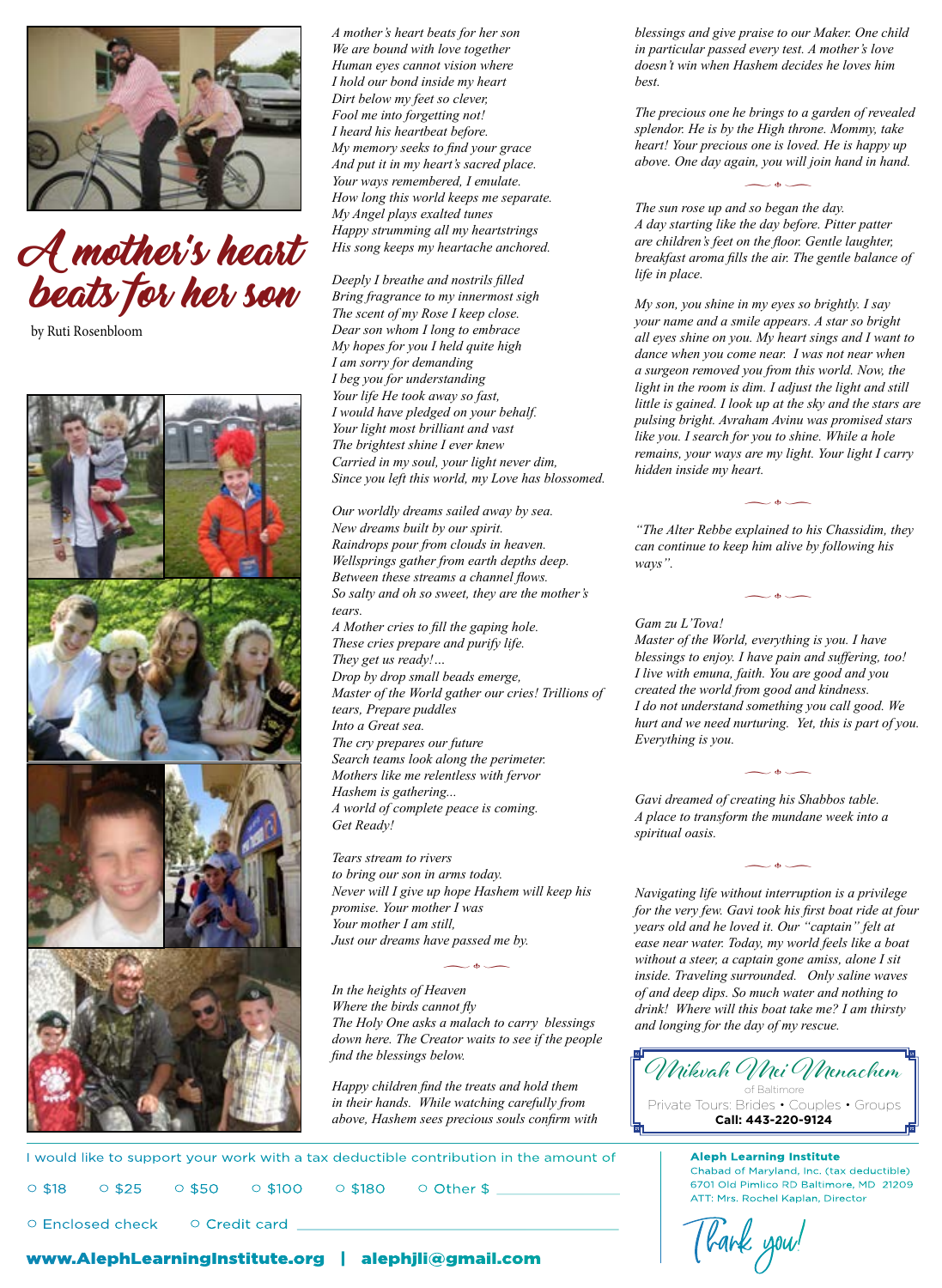# A mother's heart beats for her son

by Ruti Rosenbloom

*A mother's heart beats for her son*
*We are bound with love together*
*Human eyes cannot vision where*
*I hold our bond inside my heart*
*Dirt below my feet so clever,*
*Fool me into forgetting not!*
*I heard his heartbeat before.*
*My memory seeks to find your grace*
*And put it in my heart's sacred place.*
*Your ways remembered, I emulate.*
*How long this world keeps me separate.*
*My Angel plays exalted tunes*
*Happy strumming all my heartstrings*
*His song keeps my heartache anchored.*

*Deeply I breathe and nostrils filled*
*Bring fragrance to my innermost sigh*
*The scent of my Rose I keep close.*
*Dear son whom I long to embrace*
*My hopes for you I held quite high*
*I am sorry for demanding*
*I beg you for understanding*
*Your life He took away so fast,*
*I would have pledged on your behalf.*
*Your light most brilliant and vast*
*The brightest shine I ever knew*
*Carried in my soul, your light never dim,*
*Since you left this world, my Love has blossomed.*

*Our worldly dreams sailed away by sea.*
*New dreams built by our spirit.*
*Raindrops pour from clouds in heaven.*
*Wellsprings gather from earth depths deep.*
*Between these streams a channel flows.*
*So salty and oh so sweet, they are the mother's tears.*
*A Mother cries to fill the gaping hole.*
*These cries prepare and purify life.*
*They get us ready!...*
*Drop by drop small beads emerge,*
*Master of the World gather our cries! Trillions of tears, Prepare puddles*
*Into a Great sea.*
*The cry prepares our future*
*Search teams look along the perimeter.*
*Mothers like me relentless with fervor*
*Hashem is gathering...*
*A world of complete peace is coming.*
*Get Ready!*

*Tears stream to rivers*
*to bring our son in arms today.*
*Never will I give up hope Hashem will keep his promise. Your mother I was*
*Your mother I am still,*
*Just our dreams have passed me by.*

*In the heights of Heaven Where the birds cannot fly The Holy One asks a malach to carry blessings down here. The Creator waits to see if the people find the blessings below.*

*Happy children find the treats and hold them in their hands. While watching carefully from above, Hashem sees precious souls confirm with blessings and give praise to our Maker. One child in particular passed every test. A mother's love doesn't win when Hashem decides he loves him best.*

*The precious one he brings to a garden of revealed splendor. He is by the High throne. Mommy, take heart! Your precious one is loved. He is happy up above. One day again, you will join hand in hand.*

*The sun rose up and so began the day. A day starting like the day before. Pitter patter are children's feet on the floor. Gentle laughter, breakfast aroma fills the air. The gentle balance of life in place.*

*My son, you shine in my eyes so brightly. I say your name and a smile appears. A star so bright all eyes shine on you. My heart sings and I want to dance when you come near. I was not near when a surgeon removed you from this world. Now, the light in the room is dim. I adjust the light and still little is gained. I look up at the sky and the stars are pulsing bright. Avraham Avinu was promised stars like you. I search for you to shine. While a hole remains, your ways are my light. Your light I carry hidden inside my heart.*

*"The Alter Rebbe explained to his Chassidim, they can continue to keep him alive by following his ways".*

*Gam zu L'Tova!*
*Master of the World, everything is you. I have blessings to enjoy. I have pain and suffering, too! I live with emuna, faith. You are good and you created the world from good and kindness.*
*I do not understand something you call good. We hurt and we need nurturing. Yet, this is part of you. Everything is you.*

*Gavi dreamed of creating his Shabbos table. A place to transform the mundane week into a spiritual oasis.*

*Navigating life without interruption is a privilege for the very few. Gavi took his first boat ride at four years old and he loved it. Our "captain" felt at ease near water. Today, my world feels like a boat without a steer, a captain gone amiss, alone I sit inside. Traveling surrounded. Only saline waves of and deep dips. So much water and nothing to drink! Where will this boat take me? I am thirsty and longing for the day of my rescue.*

**Mikvah Mei Menachem**
of Baltimore
Private Tours: Brides • Couples • Groups
**Call: 443-220-9124**

I would like to support your work with a tax deductible contribution in the amount of

○ $18 ○ $25 ○ $50 ○ $100 ○ $180 ○ Other $ ________

○ Enclosed check ○ Credit card ________________

**www.AlephLearningInstitute.org | alephjli@gmail.com**

**Aleph Learning Institute**
Chabad of Maryland, Inc. (tax deductible)
6701 Old Pimlico RD Baltimore, MD 21209
ATT: Mrs. Rochel Kaplan, Director

Thank you!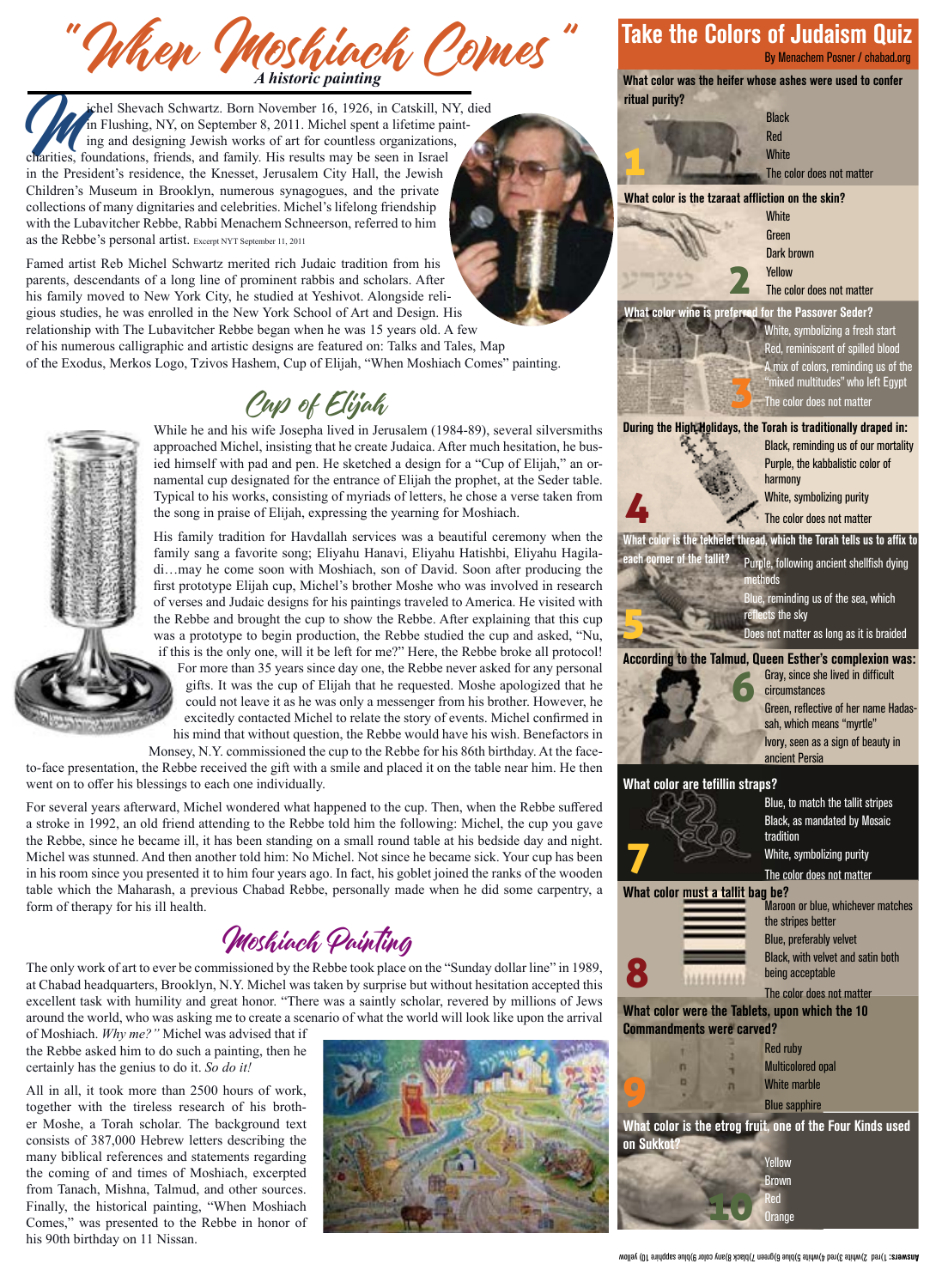# "When Moshiach Comes"

*A historic painting*

Michel Shevach Schwartz. Born November 16, 1926, in Catskill, NY, died in Flushing, NY, on September 8, 2011. Michel spent a lifetime painting and designing Jewish works of art for countless organizations, charities, foundations, friends, and family. His results may be seen in Israel in the President's residence, the Knesset, Jerusalem City Hall, the Jewish Children's Museum in Brooklyn, numerous synagogues, and the private collections of many dignitaries and celebrities. Michel's lifelong friendship with the Lubavitcher Rebbe, Rabbi Menachem Schneerson, referred to him as the Rebbe's personal artist. Excerpt NYT September 11, 2011

Famed artist Reb Michel Schwartz merited rich Judaic tradition from his parents, descendants of a long line of prominent rabbis and scholars. After his family moved to New York City, he studied at Yeshivot. Alongside religious studies, he was enrolled in the New York School of Art and Design. His relationship with The Lubavitcher Rebbe began when he was 15 years old. A few of his numerous calligraphic and artistic designs are featured on: Talks and Tales, Map of the Exodus, Merkos Logo, Tzivos Hashem, Cup of Elijah, "When Moshiach Comes" painting.

## Cup of Elijah

While he and his wife Josepha lived in Jerusalem (1984-89), several silversmiths approached Michel, insisting that he create Judaica. After much hesitation, he busied himself with pad and pen. He sketched a design for a "Cup of Elijah," an ornamental cup designated for the entrance of Elijah the prophet, at the Seder table. Typical to his works, consisting of myriads of letters, he chose a verse taken from the song in praise of Elijah, expressing the yearning for Moshiach.

His family tradition for Havdallah services was a beautiful ceremony when the family sang a favorite song; Eliyahu Hanavi, Eliyahu Hatishbi, Eliyahu Hagiladi…may he come soon with Moshiach, son of David. Soon after producing the first prototype Elijah cup, Michel's brother Moshe who was involved in research of verses and Judaic designs for his paintings traveled to America. He visited with the Rebbe and brought the cup to show the Rebbe. After explaining that this cup was a prototype to begin production, the Rebbe studied the cup and asked, "Nu, if this is the only one, will it be left for me?" Here, the Rebbe broke all protocol! For more than 35 years since day one, the Rebbe never asked for any personal gifts. It was the cup of Elijah that he requested. Moshe apologized that he could not leave it as he was only a messenger from his brother. However, he excitedly contacted Michel to relate the story of events. Michel confirmed in his mind that without question, the Rebbe would have his wish. Benefactors in Monsey, N.Y. commissioned the cup to the Rebbe for his 86th birthday. At the face-to-face presentation, the Rebbe received the gift with a smile and placed it on the table near him. He then went on to offer his blessings to each one individually.

For several years afterward, Michel wondered what happened to the cup. Then, when the Rebbe suffered a stroke in 1992, an old friend attending to the Rebbe told him the following: Michel, the cup you gave the Rebbe, since he became ill, it has been standing on a small round table at his bedside day and night. Michel was stunned. And then another told him: No Michel. Not since he became sick. Your cup has been in his room since you presented it to him four years ago. In fact, his goblet joined the ranks of the wooden table which the Maharash, a previous Chabad Rebbe, personally made when he did some carpentry, a form of therapy for his ill health.

## Moshiach Painting

The only work of art to ever be commissioned by the Rebbe took place on the "Sunday dollar line" in 1989, at Chabad headquarters, Brooklyn, N.Y. Michel was taken by surprise but without hesitation accepted this excellent task with humility and great honor. "There was a saintly scholar, revered by millions of Jews around the world, who was asking me to create a scenario of what the world will look like upon the arrival of Moshiach. *Why me?"* Michel was advised that if the Rebbe asked him to do such a painting, then he certainly has the genius to do it. *So do it!*

All in all, it took more than 2500 hours of work, together with the tireless research of his brother Moshe, a Torah scholar. The background text consists of 387,000 Hebrew letters describing the many biblical references and statements regarding the coming of and times of Moshiach, excerpted from Tanach, Mishna, Talmud, and other sources. Finally, the historical painting, "When Moshiach Comes," was presented to the Rebbe in honor of his 90th birthday on 11 Nissan.

## Take the Colors of Judaism Quiz

By Menachem Posner / chabad.org

**1. What color was the heifer whose ashes were used to confer ritual purity?**
- Black
- Red
- White
- The color does not matter

**2. What color is the tzaraat affliction on the skin?**
- White
- Green
- Dark brown
- Yellow
- The color does not matter

**3. What color wine is preferred for the Passover Seder?**
- White, symbolizing a fresh start
- Red, reminiscent of spilled blood
- A mix of colors, reminding us of the "mixed multitudes" who left Egypt
- The color does not matter

**4. During the High Holidays, the Torah is traditionally draped in:**
- Black, reminding us of our mortality
- Purple, the kabbalistic color of harmony
- White, symbolizing purity
- The color does not matter

**5. What color is the tekhelet thread, which the Torah tells us to affix to each corner of the tallit?**
- Purple, following ancient shellfish dying methods
- Blue, reminding us of the sea, which reflects the sky
- Does not matter as long as it is braided

**6. According to the Talmud, Queen Esther's complexion was:**
- Gray, since she lived in difficult circumstances
- Green, reflective of her name Hadassah, which means "myrtle"
- Ivory, seen as a sign of beauty in ancient Persia

**7. What color are tefillin straps?**
- Blue, to match the tallit stripes
- Black, as mandated by Mosaic tradition
- White, symbolizing purity
- The color does not matter

**8. What color must a tallit bag be?**
- Maroon or blue, whichever matches the stripes better
- Blue, preferably velvet
- Black, with velvet and satin both being acceptable
- The color does not matter

**9. What color were the Tablets, upon which the 10 Commandments were carved?**
- Red ruby
- Multicolored opal
- White marble
- Blue sapphire

**10. What color is the etrog fruit, one of the Four Kinds used on Sukkot?**
- Yellow
- Brown
- Red
- Orange

**Answers:** 1)red 2)white 3)red 4)white 5)blue 6)green 7)black 8)any color 9)blue sapphire 10) yellow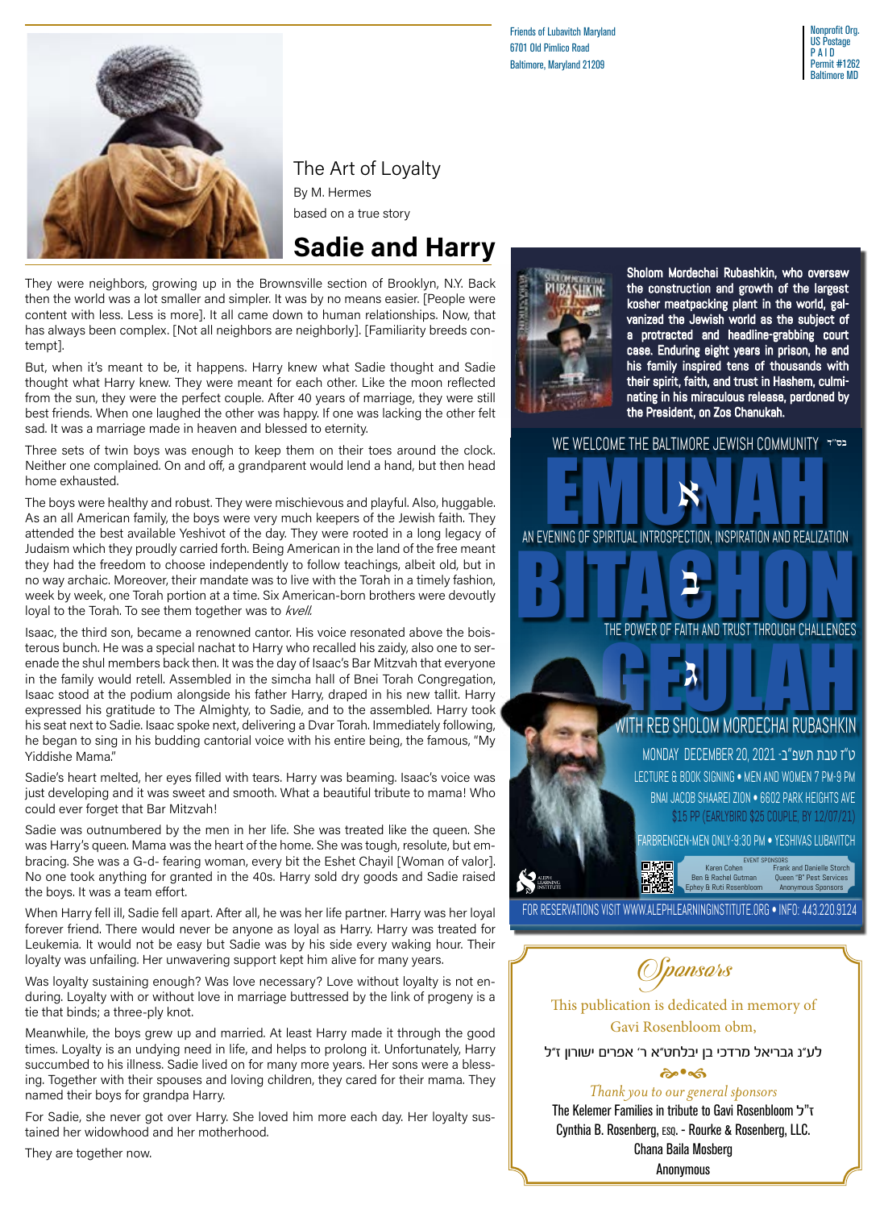Friends of Lubavitch Maryland
6701 Old Pimlico Road
Baltimore, Maryland 21209

Nonprofit Org.
US Postage
PAID
Permit #1262
Baltimore MD

The Art of Loyalty

By M. Hermes

based on a true story

# Sadie and Harry

They were neighbors, growing up in the Brownsville section of Brooklyn, N.Y. Back then the world was a lot smaller and simpler. It was by no means easier. [People were content with less. Less is more]. It all came down to human relationships. Now, that has always been complex. [Not all neighbors are neighborly]. [Familiarity breeds contempt].

But, when it's meant to be, it happens. Harry knew what Sadie thought and Sadie thought what Harry knew. They were meant for each other. Like the moon reflected from the sun, they were the perfect couple. After 40 years of marriage, they were still best friends. When one laughed the other was happy. If one was lacking the other felt sad. It was a marriage made in heaven and blessed to eternity.

Three sets of twin boys was enough to keep them on their toes around the clock. Neither one complained. On and off, a grandparent would lend a hand, but then head home exhausted.

The boys were healthy and robust. They were mischievous and playful. Also, huggable. As an all American family, the boys were very much keepers of the Jewish faith. They attended the best available Yeshivot of the day. They were rooted in a long legacy of Judaism which they proudly carried forth. Being American in the land of the free meant they had the freedom to choose independently to follow teachings, albeit old, but in no way archaic. Moreover, their mandate was to live with the Torah in a timely fashion, week by week, one Torah portion at a time. Six American-born brothers were devoutly loyal to the Torah. To see them together was to *kvell*.

Isaac, the third son, became a renowned cantor. His voice resonated above the boisterous bunch. He was a special nachat to Harry who recalled his zaidy, also one to serenade the shul members back then. It was the day of Isaac's Bar Mitzvah that everyone in the family would retell. Assembled in the simcha hall of Bnei Torah Congregation, Isaac stood at the podium alongside his father Harry, draped in his new tallit. Harry expressed his gratitude to The Almighty, to Sadie, and to the assembled. Harry took his seat next to Sadie. Isaac spoke next, delivering a Dvar Torah. Immediately following, he began to sing in his budding cantorial voice with his entire being, the famous, "My Yiddishe Mama."

Sadie's heart melted, her eyes filled with tears. Harry was beaming. Isaac's voice was just developing and it was sweet and smooth. What a beautiful tribute to mama! Who could ever forget that Bar Mitzvah!

Sadie was outnumbered by the men in her life. She was treated like the queen. She was Harry's queen. Mama was the heart of the home. She was tough, resolute, but embracing. She was a G-d- fearing woman, every bit the Eshet Chayil [Woman of valor]. No one took anything for granted in the 40s. Harry sold dry goods and Sadie raised the boys. It was a team effort.

When Harry fell ill, Sadie fell apart. After all, he was her life partner. Harry was her loyal forever friend. There would never be anyone as loyal as Harry. Harry was treated for Leukemia. It would not be easy but Sadie was by his side every waking hour. Their loyalty was unfailing. Her unwavering support kept him alive for many years.

Was loyalty sustaining enough? Was love necessary? Love without loyalty is not enduring. Loyalty with or without love in marriage buttressed by the link of progeny is a tie that binds; a three-ply knot.

Meanwhile, the boys grew up and married. At least Harry made it through the good times. Loyalty is an undying need in life, and helps to prolong it. Unfortunately, Harry succumbed to his illness. Sadie lived on for many more years. Her sons were a blessing. Together with their spouses and loving children, they cared for their mama. They named their boys for grandpa Harry.

For Sadie, she never got over Harry. She loved him more each day. Her loyalty sustained her widowhood and her motherhood.

They are together now.

**Sholom Mordechai Rubashkin, who oversaw the construction and growth of the largest kosher meatpacking plant in the world, galvanized the Jewish world as the subject of a protracted and headline-grabbing court case. Enduring eight years in prison, he and his family inspired tens of thousands with their spirit, faith, and trust in Hashem, culminating in his miraculous release, pardoned by the President, on Zos Chanukah.**

WE WELCOME THE BALTIMORE JEWISH COMMUNITY בס"ד

# EMUNAH א

AN EVENING OF SPIRITUAL INTROSPECTION, INSPIRATION AND REALIZATION

# BITACHON ב

THE POWER OF FAITH AND TRUST THROUGH CHALLENGES

# GEULAH ג

WITH REB SHOLOM MORDECHAI RUBASHKIN

MONDAY DECEMBER 20, 2021 - ט"ז טבת תשפ"ב

LECTURE & BOOK SIGNING • MEN AND WOMEN 7 PM-9 PM

BNAI JACOB SHAAREI ZION • 6602 PARK HEIGHTS AVE

$15 PP (EARLYBIRD $25 COUPLE, BY 12/07/21)

FARBRENGEN-MEN ONLY-9:30 PM • YESHIVAS LUBAVITCH

ALEPH LEARNING INSTITUTE

EVENT SPONSORS

Karen Cohen
Ben & Rachel Gutman
Ephey & Ruti Rosenbloom

Frank and Danielle Storch
Queen "B" Pest Services
Anonymous Sponsors

FOR RESERVATIONS VISIT WWW.ALEPHLEARNINGINSTITUTE.ORG • INFO: 443.220.9124

## Sponsors

This publication is dedicated in memory of Gavi Rosenbloom obm,

לע"נ גבריאל מרדכי בן יבלחט"א ר' אפרים ישורון ז"ל

*Thank you to our general sponsors*

The Kelemer Families in tribute to Gavi Rosenbloom ז"ל

Cynthia B. Rosenberg, ESQ. - Rourke & Rosenberg, LLC.

Chana Baila Mosberg

Anonymous